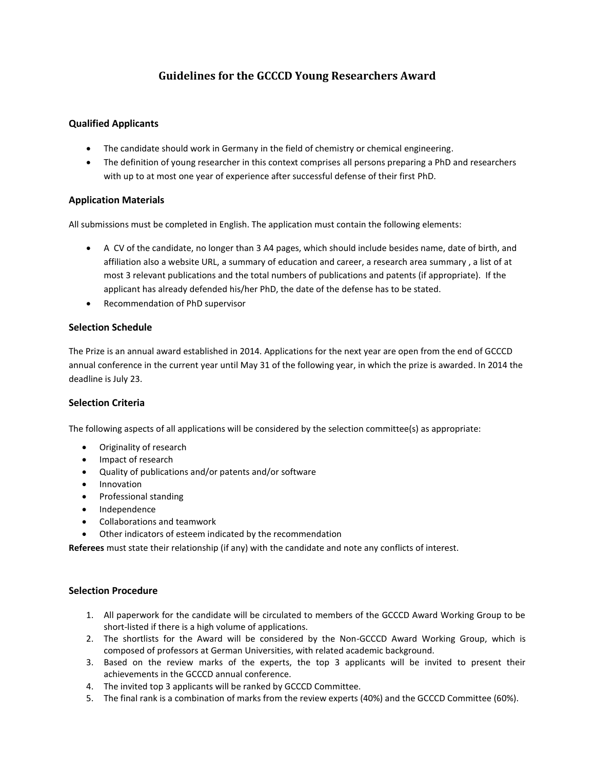# Guidelines for the GCCCD Young Researchers Award

## Qualified Applicants

- The candidate should work in Germany in the field of chemistry or chemical engineering.
- The definition of young researcher in this context comprises all persons preparing a PhD and researchers with up to at most one year of experience after successful defense of their first PhD.

## Application Materials

All submissions must be completed in English. The application must contain the following elements:

- A CV of the candidate, no longer than 3 A4 pages, which should include besides name, date of birth, and affiliation also a website URL, a summary of education and career, a research area summary , a list of at most 3 relevant publications and the total numbers of publications and patents (if appropriate). If the applicant has already defended his/her PhD, the date of the defense has to be stated.
- Recommendation of PhD supervisor

## Selection Schedule

The Prize is an annual award established in 2014. Applications for the next year are open from the end of GCCCD annual conference in the current year until May 31 of the following year, in which the prize is awarded. In 2014 the deadline is July 23.

## Selection Criteria

The following aspects of all applications will be considered by the selection committee(s) as appropriate:

- Originality of research
- Impact of research
- Quality of publications and/or patents and/or software
- Innovation
- Professional standing
- Independence
- Collaborations and teamwork
- Other indicators of esteem indicated by the recommendation

**Referees** must state their relationship (if any) with the candidate and note any conflicts of interest.

## Selection Procedure

1. All paperwork for the candidate will be circulated to members of the GCCCD Award Working Group to be short-listed if there is a high volume of applications.
2. The shortlists for the Award will be considered by the Non-GCCCD Award Working Group, which is composed of professors at German Universities, with related academic background.
3. Based on the review marks of the experts, the top 3 applicants will be invited to present their achievements in the GCCCD annual conference.
4. The invited top 3 applicants will be ranked by GCCCD Committee.
5. The final rank is a combination of marks from the review experts (40%) and the GCCCD Committee (60%).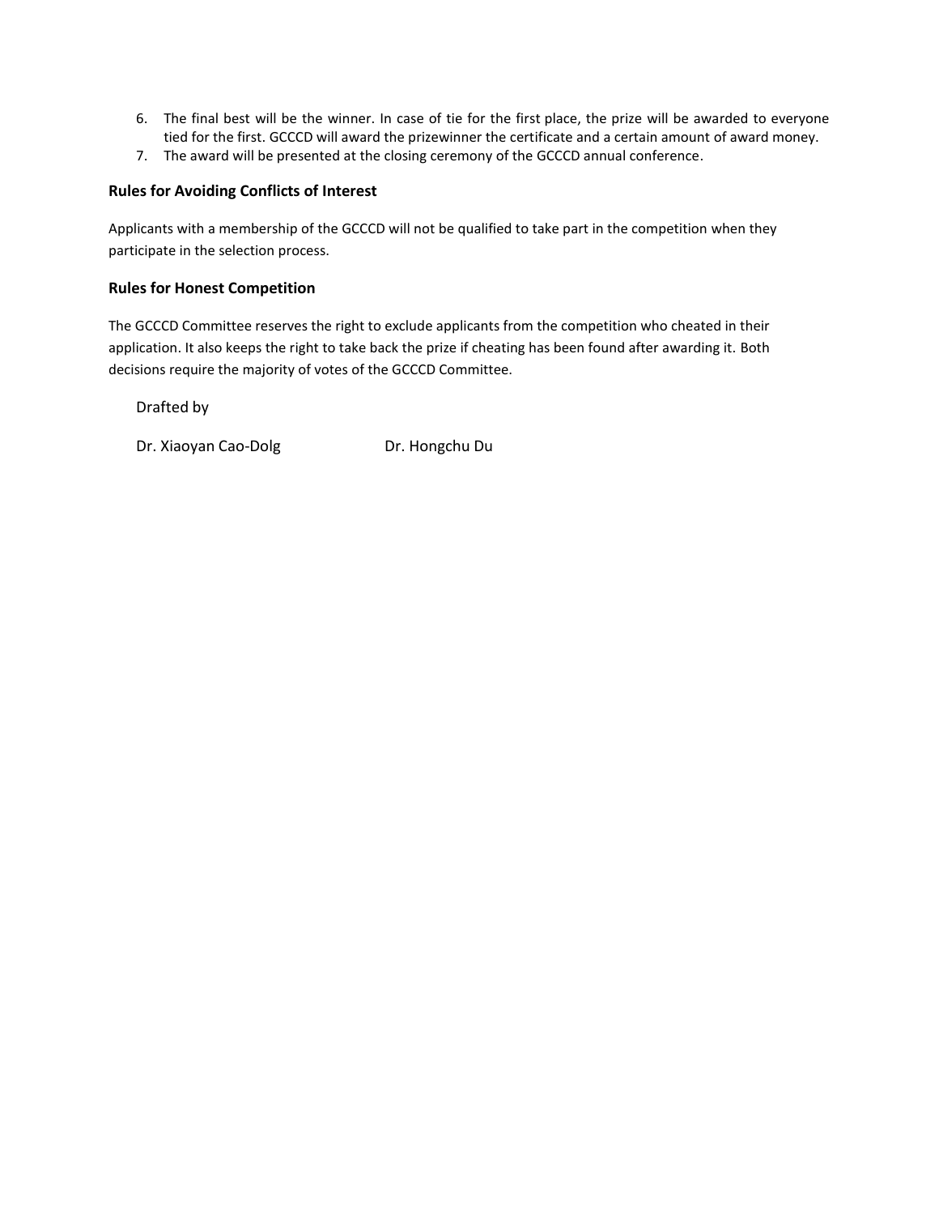6. The final best will be the winner. In case of tie for the first place, the prize will be awarded to everyone tied for the first. GCCCD will award the prizewinner the certificate and a certain amount of award money.
7. The award will be presented at the closing ceremony of the GCCCD annual conference.

### Rules for Avoiding Conflicts of Interest

Applicants with a membership of the GCCCD will not be qualified to take part in the competition when they participate in the selection process.

### Rules for Honest Competition

The GCCCD Committee reserves the right to exclude applicants from the competition who cheated in their application. It also keeps the right to take back the prize if cheating has been found after awarding it. Both decisions require the majority of votes of the GCCCD Committee.

Drafted by

Dr. Xiaoyan Cao-Dolg Dr. Hongchu Du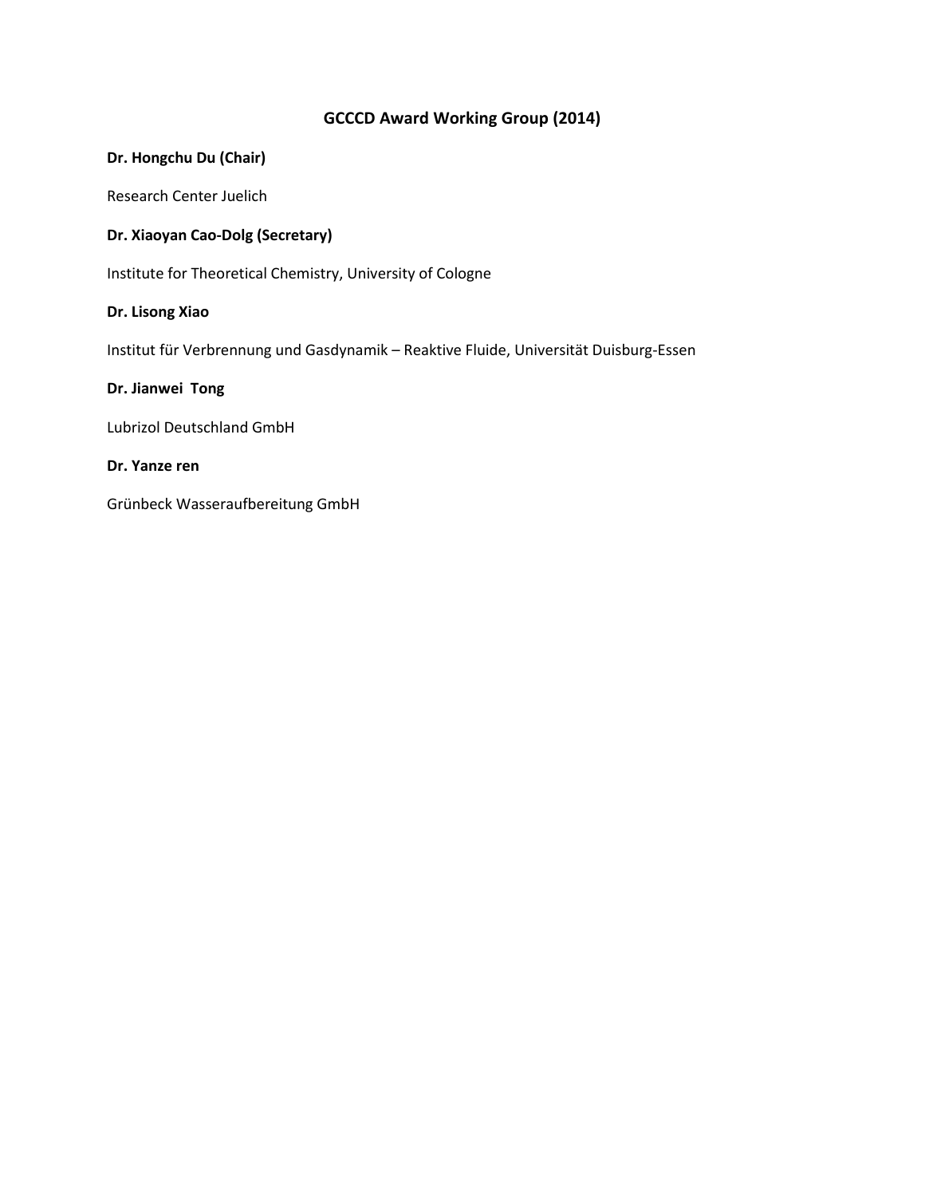## GCCCD Award Working Group (2014)

**Dr. Hongchu Du (Chair)**

Research Center Juelich

**Dr. Xiaoyan Cao-Dolg (Secretary)**

Institute for Theoretical Chemistry, University of Cologne

**Dr. Lisong Xiao**

Institut für Verbrennung und Gasdynamik – Reaktive Fluide, Universität Duisburg-Essen

**Dr. Jianwei Tong**

Lubrizol Deutschland GmbH

**Dr. Yanze ren**

Grünbeck Wasseraufbereitung GmbH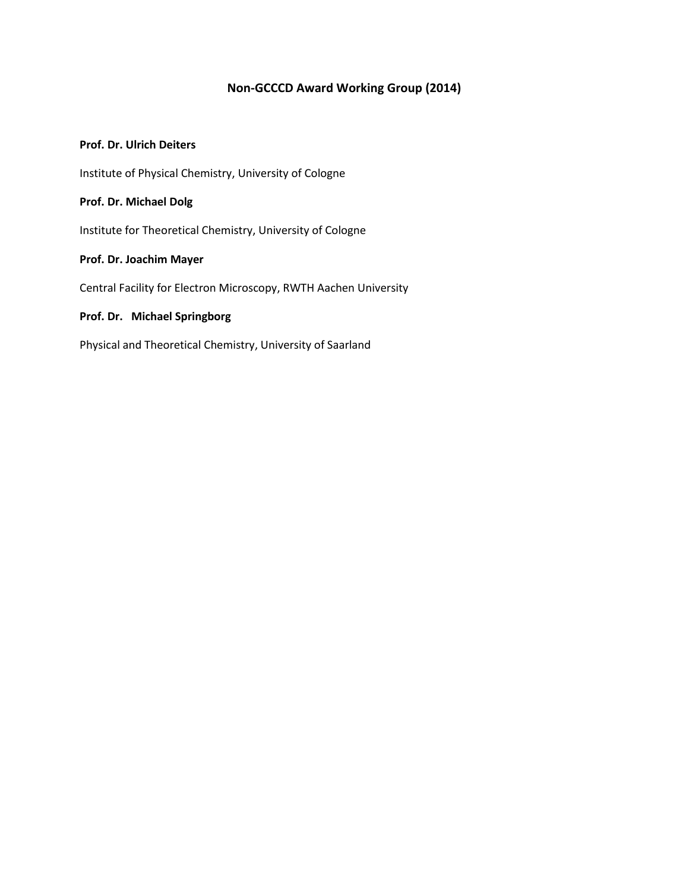## Non-GCCCD Award Working Group (2014)

**Prof. Dr. Ulrich Deiters**

Institute of Physical Chemistry, University of Cologne

**Prof. Dr. Michael Dolg**

Institute for Theoretical Chemistry, University of Cologne

**Prof. Dr. Joachim Mayer**

Central Facility for Electron Microscopy, RWTH Aachen University

**Prof. Dr. Michael Springborg**

Physical and Theoretical Chemistry, University of Saarland